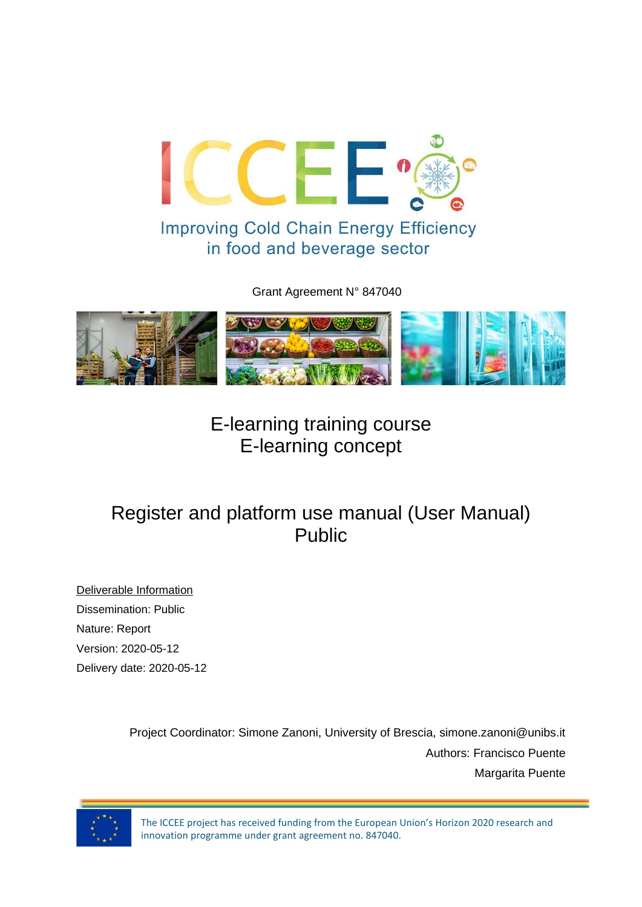# ICCEE

Improving Cold Chain Energy Efficiency in food and beverage sector

Grant Agreement N° 847040

## E-learning training course
## E-learning concept

## Register and platform use manual (User Manual)
## Public

Deliverable Information

Dissemination: Public

Nature: Report

Version: 2020-05-12

Delivery date: 2020-05-12

Project Coordinator: Simone Zanoni, University of Brescia, simone.zanoni@unibs.it

Authors: Francisco Puente

Margarita Puente

The ICCEE project has received funding from the European Union's Horizon 2020 research and innovation programme under grant agreement no. 847040.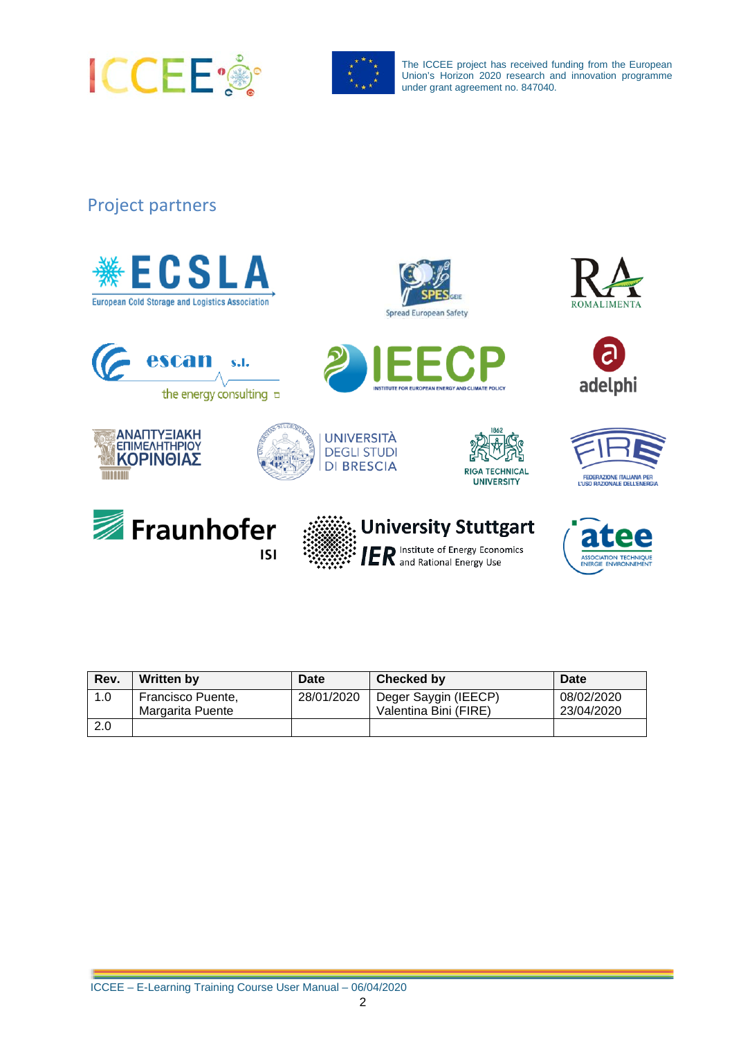The ICCEE project has received funding from the European Union's Horizon 2020 research and innovation programme under grant agreement no. 847040.

## Project partners

| Rev. | Written by | Date | Checked by | Date |
| --- | --- | --- | --- | --- |
| 1.0 | Francisco Puente, Margarita Puente | 28/01/2020 | Deger Saygin (IEECP) Valentina Bini (FIRE) | 08/02/2020 23/04/2020 |
| 2.0 | | | | |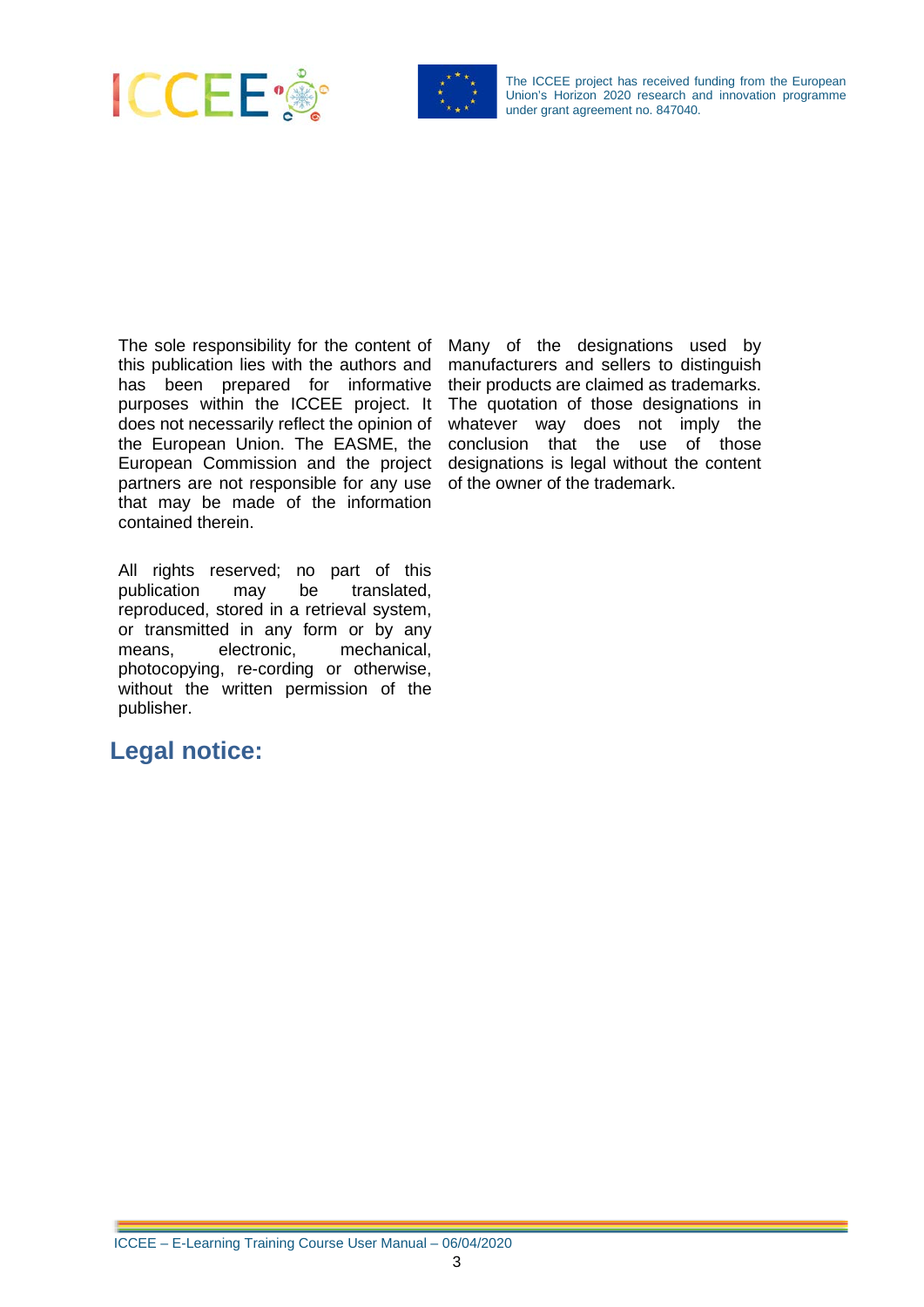## Legal notice:

The sole responsibility for the content of this publication lies with the authors and has been prepared for informative purposes within the ICCEE project. It does not necessarily reflect the opinion of the European Union. The EASME, the European Commission and the project partners are not responsible for any use that may be made of the information contained therein.

All rights reserved; no part of this publication may be translated, reproduced, stored in a retrieval system, or transmitted in any form or by any means, electronic, mechanical, photocopying, re-cording or otherwise, without the written permission of the publisher.

Many of the designations used by manufacturers and sellers to distinguish their products are claimed as trademarks. The quotation of those designations in whatever way does not imply the conclusion that the use of those designations is legal without the content of the owner of the trademark.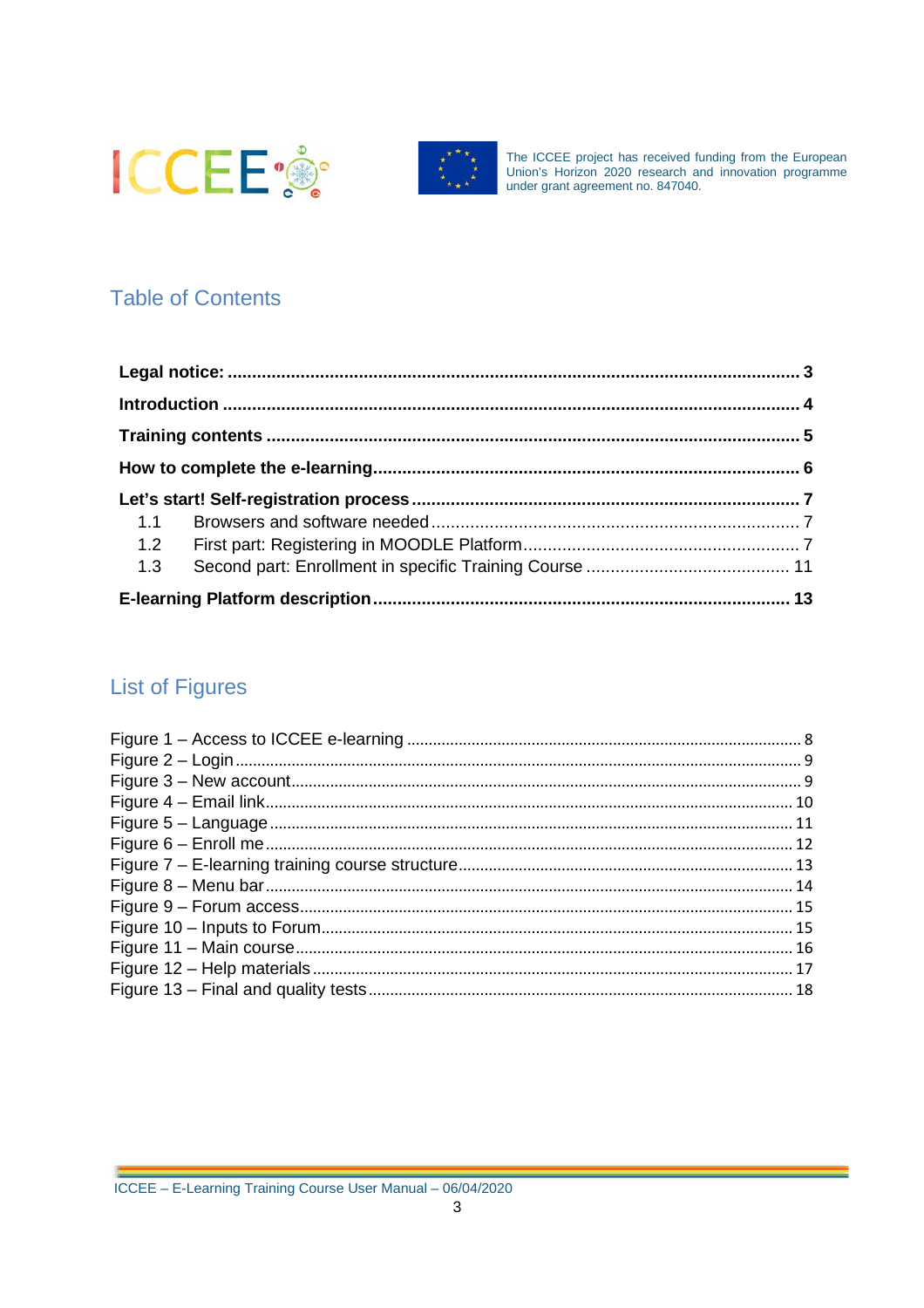## Table of Contents

**Legal notice:** ... **3**

**Introduction** ... **4**

**Training contents** ... **5**

**How to complete the e-learning** ... **6**

**Let's start! Self-registration process** ... **7**

- 1.1 Browsers and software needed ... 7
- 1.2 First part: Registering in MOODLE Platform ... 7
- 1.3 Second part: Enrollment in specific Training Course ... 11

**E-learning Platform description** ... **13**

## List of Figures

Figure 1 – Access to ICCEE e-learning ... 8
Figure 2 – Login ... 9
Figure 3 – New account ... 9
Figure 4 – Email link ... 10
Figure 5 – Language ... 11
Figure 6 – Enroll me ... 12
Figure 7 – E-learning training course structure ... 13
Figure 8 – Menu bar ... 14
Figure 9 – Forum access ... 15
Figure 10 – Inputs to Forum ... 15
Figure 11 – Main course ... 16
Figure 12 – Help materials ... 17
Figure 13 – Final and quality tests ... 18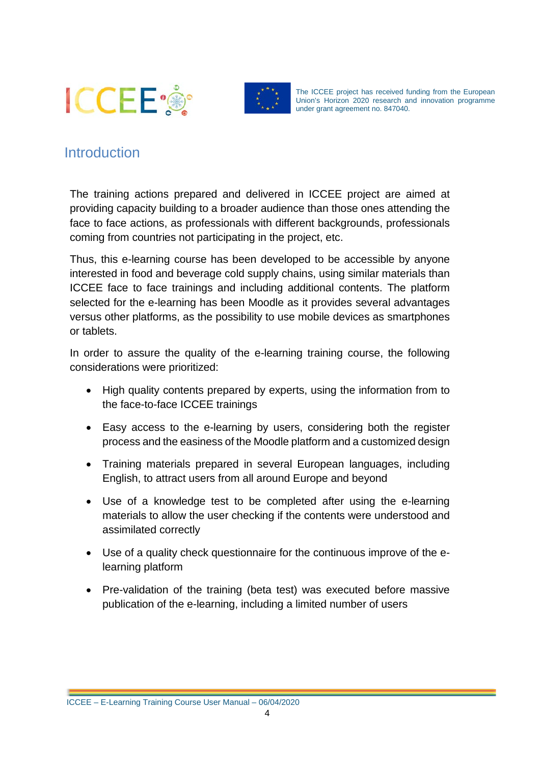# Introduction

The training actions prepared and delivered in ICCEE project are aimed at providing capacity building to a broader audience than those ones attending the face to face actions, as professionals with different backgrounds, professionals coming from countries not participating in the project, etc.

Thus, this e-learning course has been developed to be accessible by anyone interested in food and beverage cold supply chains, using similar materials than ICCEE face to face trainings and including additional contents. The platform selected for the e-learning has been Moodle as it provides several advantages versus other platforms, as the possibility to use mobile devices as smartphones or tablets.

In order to assure the quality of the e-learning training course, the following considerations were prioritized:

- High quality contents prepared by experts, using the information from to the face-to-face ICCEE trainings
- Easy access to the e-learning by users, considering both the register process and the easiness of the Moodle platform and a customized design
- Training materials prepared in several European languages, including English, to attract users from all around Europe and beyond
- Use of a knowledge test to be completed after using the e-learning materials to allow the user checking if the contents were understood and assimilated correctly
- Use of a quality check questionnaire for the continuous improve of the e-learning platform
- Pre-validation of the training (beta test) was executed before massive publication of the e-learning, including a limited number of users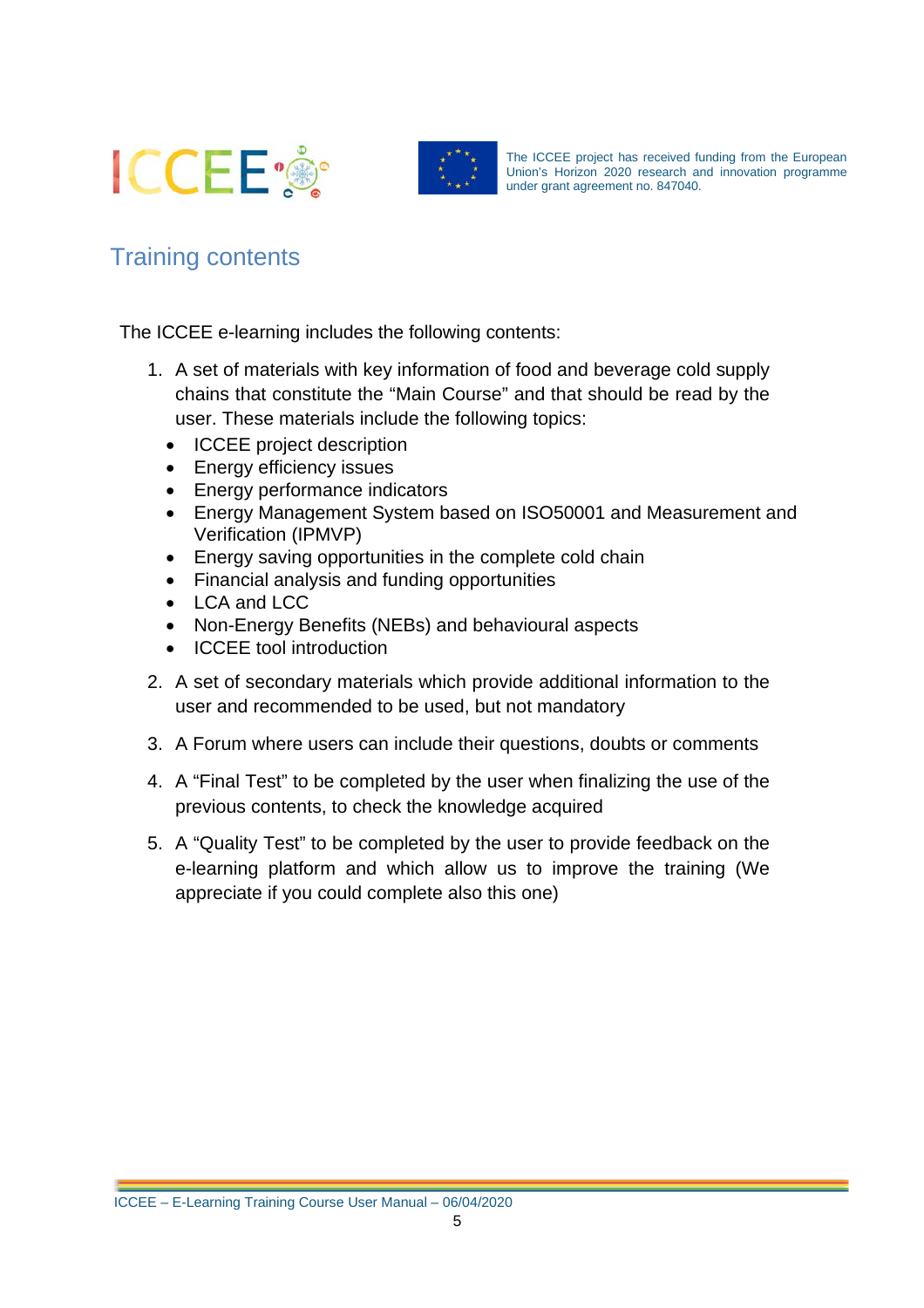## Training contents

The ICCEE e-learning includes the following contents:

1. A set of materials with key information of food and beverage cold supply chains that constitute the "Main Course" and that should be read by the user. These materials include the following topics:
   - ICCEE project description
   - Energy efficiency issues
   - Energy performance indicators
   - Energy Management System based on ISO50001 and Measurement and Verification (IPMVP)
   - Energy saving opportunities in the complete cold chain
   - Financial analysis and funding opportunities
   - LCA and LCC
   - Non-Energy Benefits (NEBs) and behavioural aspects
   - ICCEE tool introduction
2. A set of secondary materials which provide additional information to the user and recommended to be used, but not mandatory
3. A Forum where users can include their questions, doubts or comments
4. A "Final Test" to be completed by the user when finalizing the use of the previous contents, to check the knowledge acquired
5. A "Quality Test" to be completed by the user to provide feedback on the e-learning platform and which allow us to improve the training (We appreciate if you could complete also this one)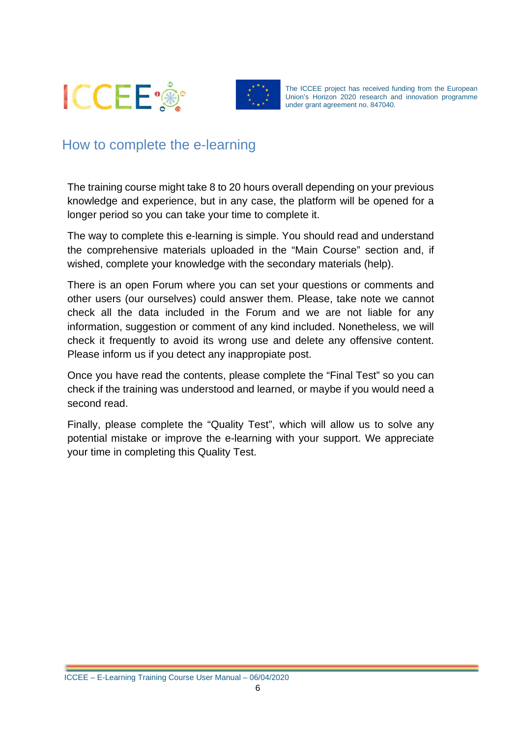## How to complete the e-learning

The training course might take 8 to 20 hours overall depending on your previous knowledge and experience, but in any case, the platform will be opened for a longer period so you can take your time to complete it.

The way to complete this e-learning is simple. You should read and understand the comprehensive materials uploaded in the "Main Course" section and, if wished, complete your knowledge with the secondary materials (help).

There is an open Forum where you can set your questions or comments and other users (our ourselves) could answer them. Please, take note we cannot check all the data included in the Forum and we are not liable for any information, suggestion or comment of any kind included. Nonetheless, we will check it frequently to avoid its wrong use and delete any offensive content. Please inform us if you detect any inappropiate post.

Once you have read the contents, please complete the "Final Test" so you can check if the training was understood and learned, or maybe if you would need a second read.

Finally, please complete the "Quality Test", which will allow us to solve any potential mistake or improve the e-learning with your support. We appreciate your time in completing this Quality Test.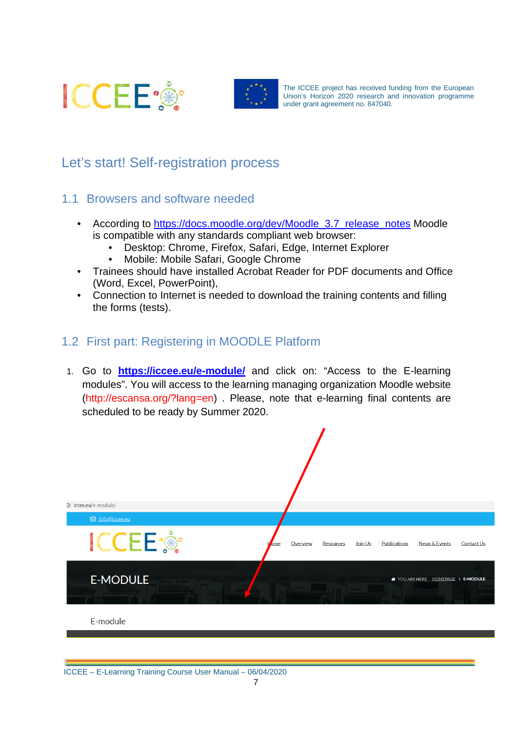# Let's start! Self-registration process

## 1.1 Browsers and software needed

- According to https://docs.moodle.org/dev/Moodle_3.7_release_notes Moodle is compatible with any standards compliant web browser:
  - Desktop: Chrome, Firefox, Safari, Edge, Internet Explorer
  - Mobile: Mobile Safari, Google Chrome
- Trainees should have installed Acrobat Reader for PDF documents and Office (Word, Excel, PowerPoint),
- Connection to Internet is needed to download the training contents and filling the forms (tests).

## 1.2 First part: Registering in MOODLE Platform

1. Go to **https://iccee.eu/e-module/** and click on: "Access to the E-learning modules". You will access to the learning managing organization Moodle website (http://escansa.org/?lang=en) . Please, note that e-learning final contents are scheduled to be ready by Summer 2020.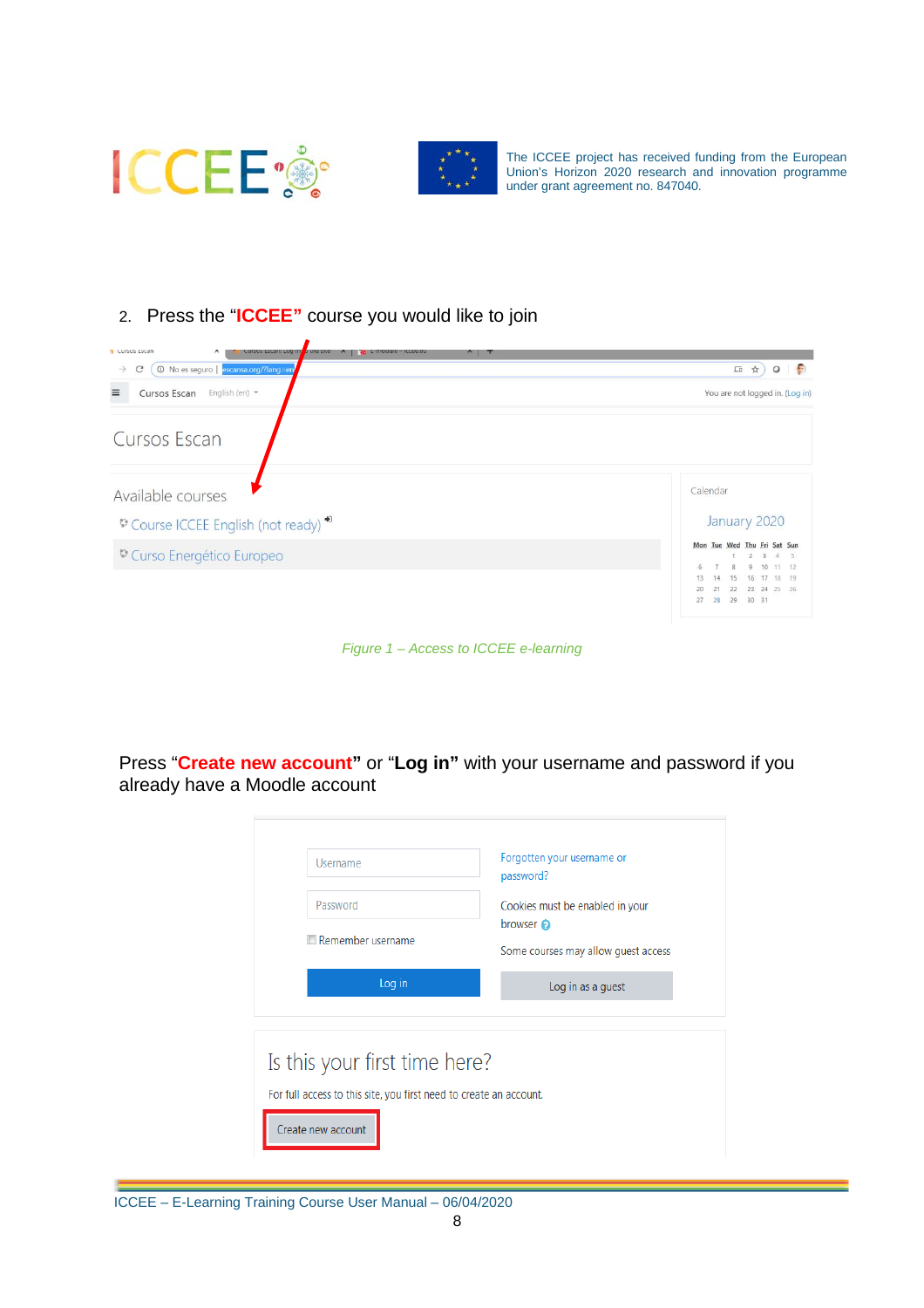2. Press the "**ICCEE"** course you would like to join

*Figure 1 – Access to ICCEE e-learning*

Press "**Create new account"** or "**Log in"** with your username and password if you already have a Moodle account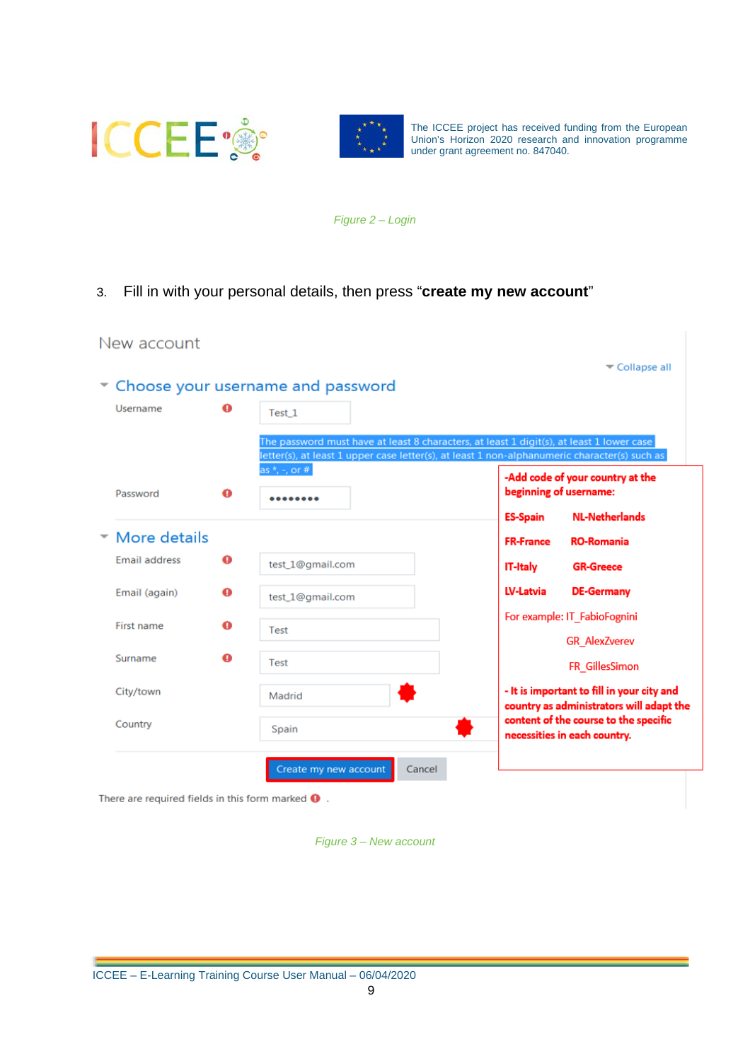*Figure 2 – Login*

3. Fill in with your personal details, then press “**create my new account**”

New account

Collapse all

Choose your username and password

Username | Test_1

The password must have at least 8 characters, at least 1 digit(s), at least 1 lower case letter(s), at least 1 upper case letter(s), at least 1 non-alphanumeric character(s) such as *, -, or #

Password | ••••••••

More details

Email address | test_1@gmail.com

Email (again) | test_1@gmail.com

First name | Test

Surname | Test

City/town | Madrid

Country | Spain

Create my new account | Cancel

There are required fields in this form marked .

**-Add code of your country at the beginning of username:**

**ES-Spain** **NL-Netherlands**

**FR-France** **RO-Romania**

**IT-Italy** **GR-Greece**

**LV-Latvia** **DE-Germany**

For example: IT_FabioFognini

GR_AlexZverev

FR_GillesSimon

**- It is important to fill in your city and country as administrators will adapt the content of the course to the specific necessities in each country.**

*Figure 3 – New account*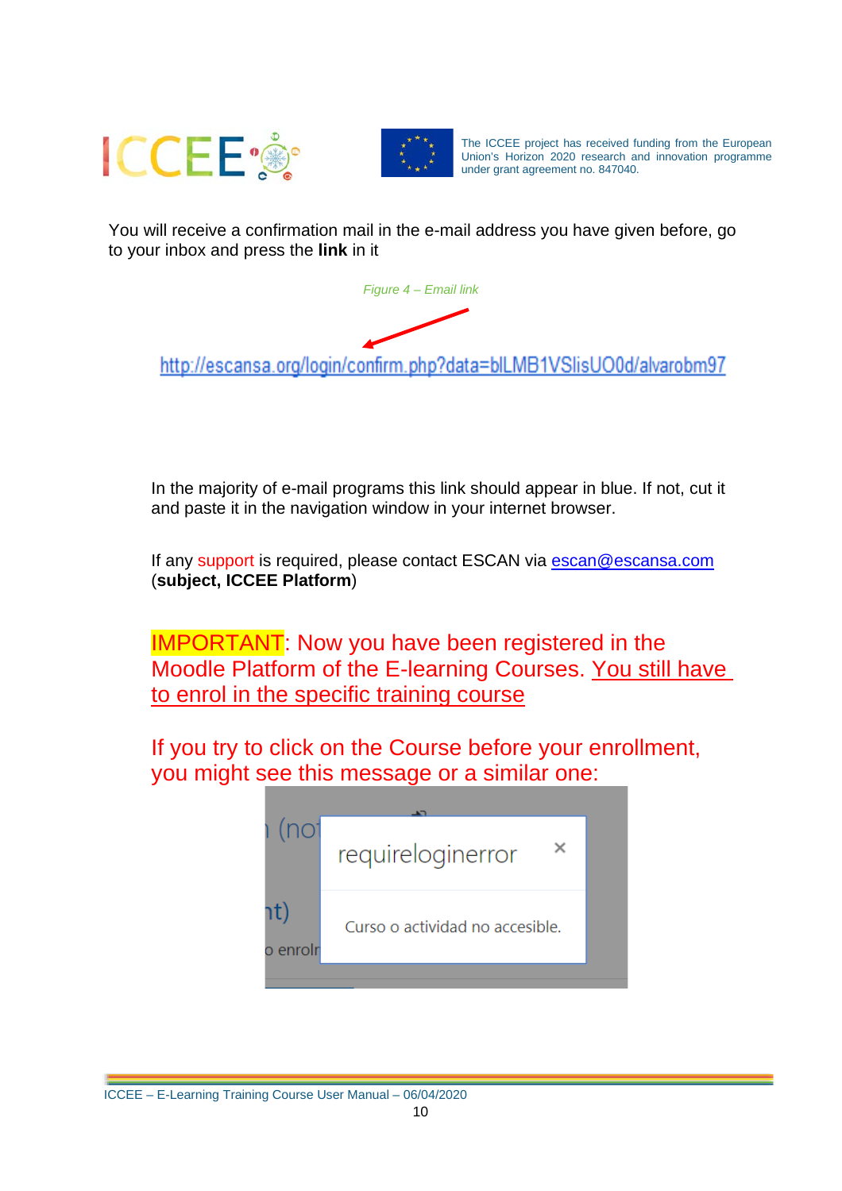You will receive a confirmation mail in the e-mail address you have given before, go to your inbox and press the **link** in it

*Figure 4 – Email link*

http://escansa.org/login/confirm.php?data=blLMB1VSlisUO0d/alvarobm97

In the majority of e-mail programs this link should appear in blue. If not, cut it and paste it in the navigation window in your internet browser.

If any support is required, please contact ESCAN via escan@escansa.com (**subject, ICCEE Platform**)

IMPORTANT: Now you have been registered in the Moodle Platform of the E-learning Courses. <u>You still have to enrol in the specific training course</u>

If you try to click on the Course before your enrollment, you might see this message or a similar one:

requireloginerror

Curso o actividad no accesible.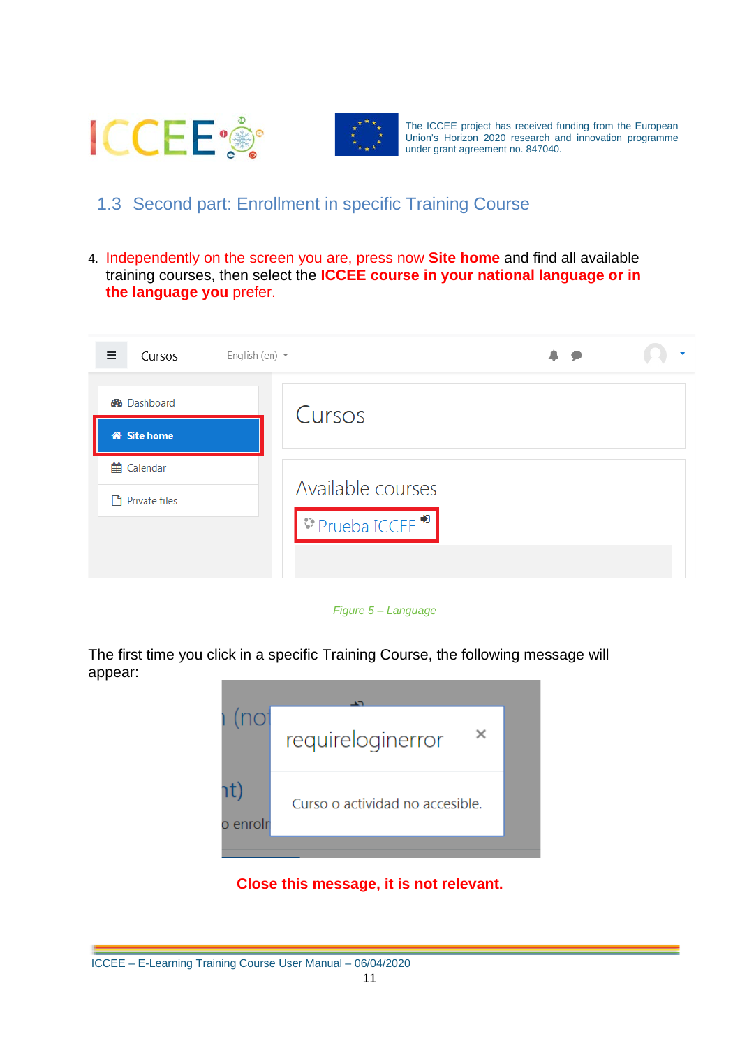## 1.3 Second part: Enrollment in specific Training Course

4. Independently on the screen you are, press now **Site home** and find all available training courses, then select the **ICCEE course in your national language or in the language you** prefer.

*Figure 5 – Language*

The first time you click in a specific Training Course, the following message will appear:

**Close this message, it is not relevant.**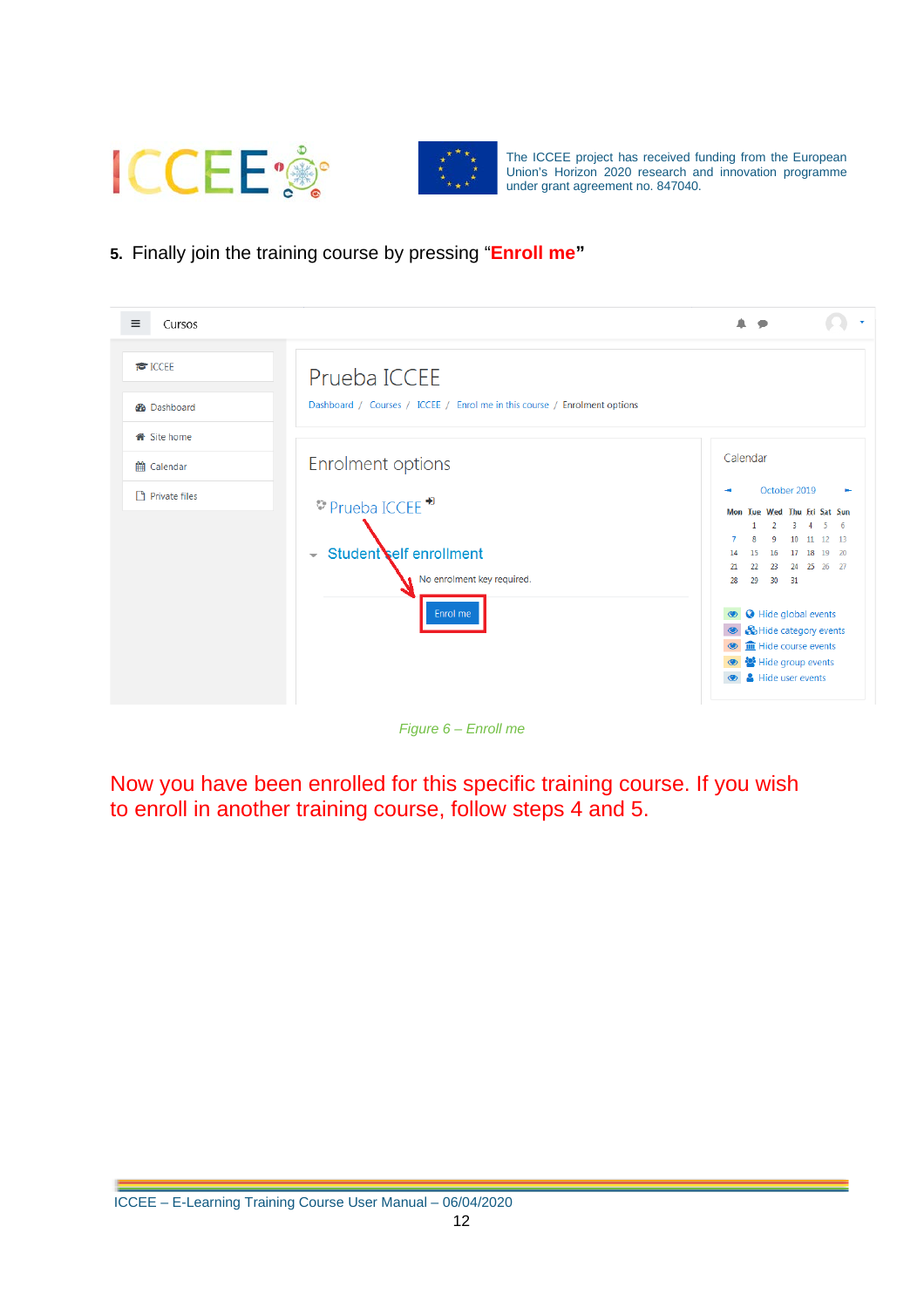5. Finally join the training course by pressing "**Enroll me**"

*Figure 6 – Enroll me*

Now you have been enrolled for this specific training course. If you wish to enroll in another training course, follow steps 4 and 5.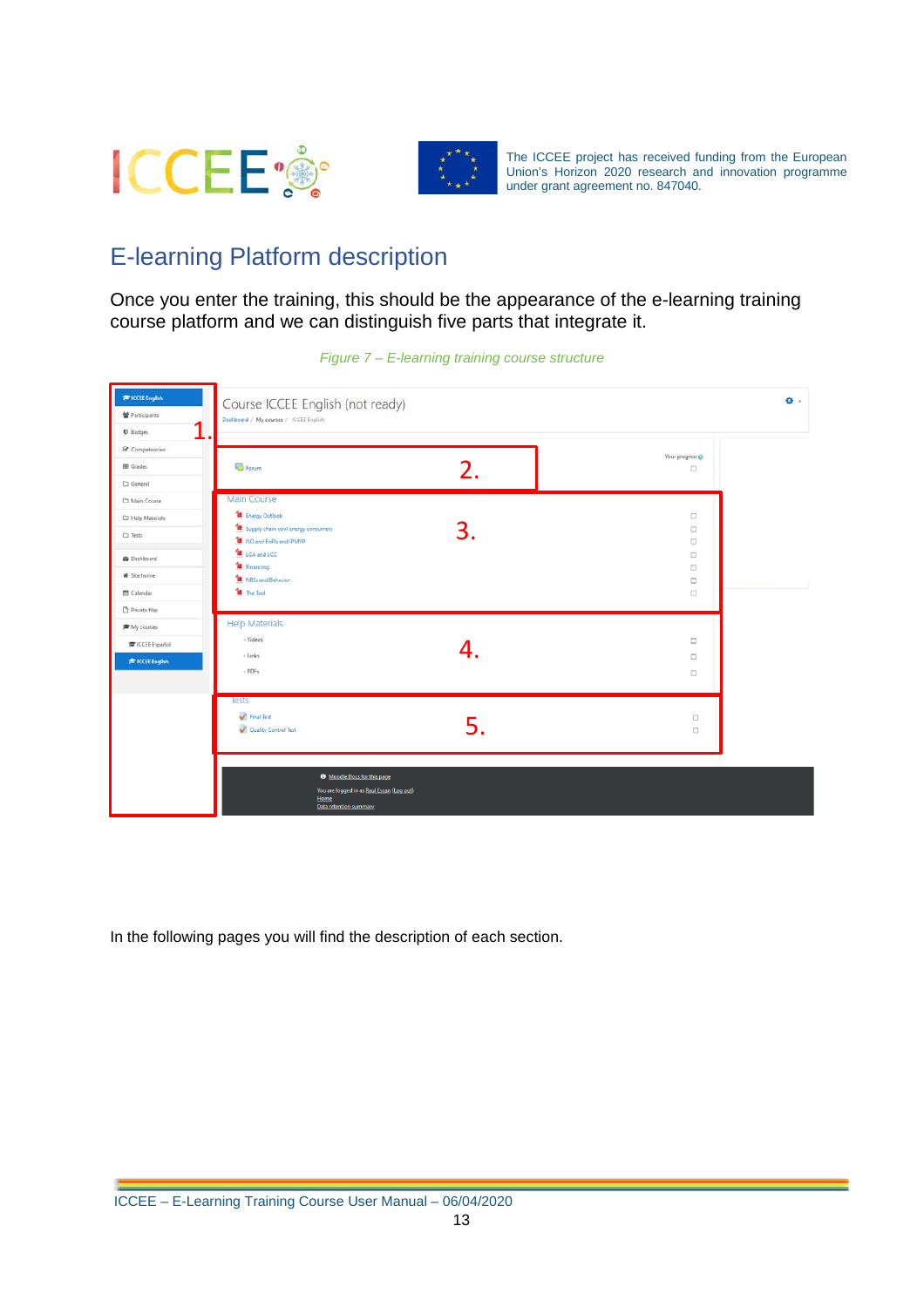# E-learning Platform description

Once you enter the training, this should be the appearance of the e-learning training course platform and we can distinguish five parts that integrate it.

*Figure 7 – E-learning training course structure*

In the following pages you will find the description of each section.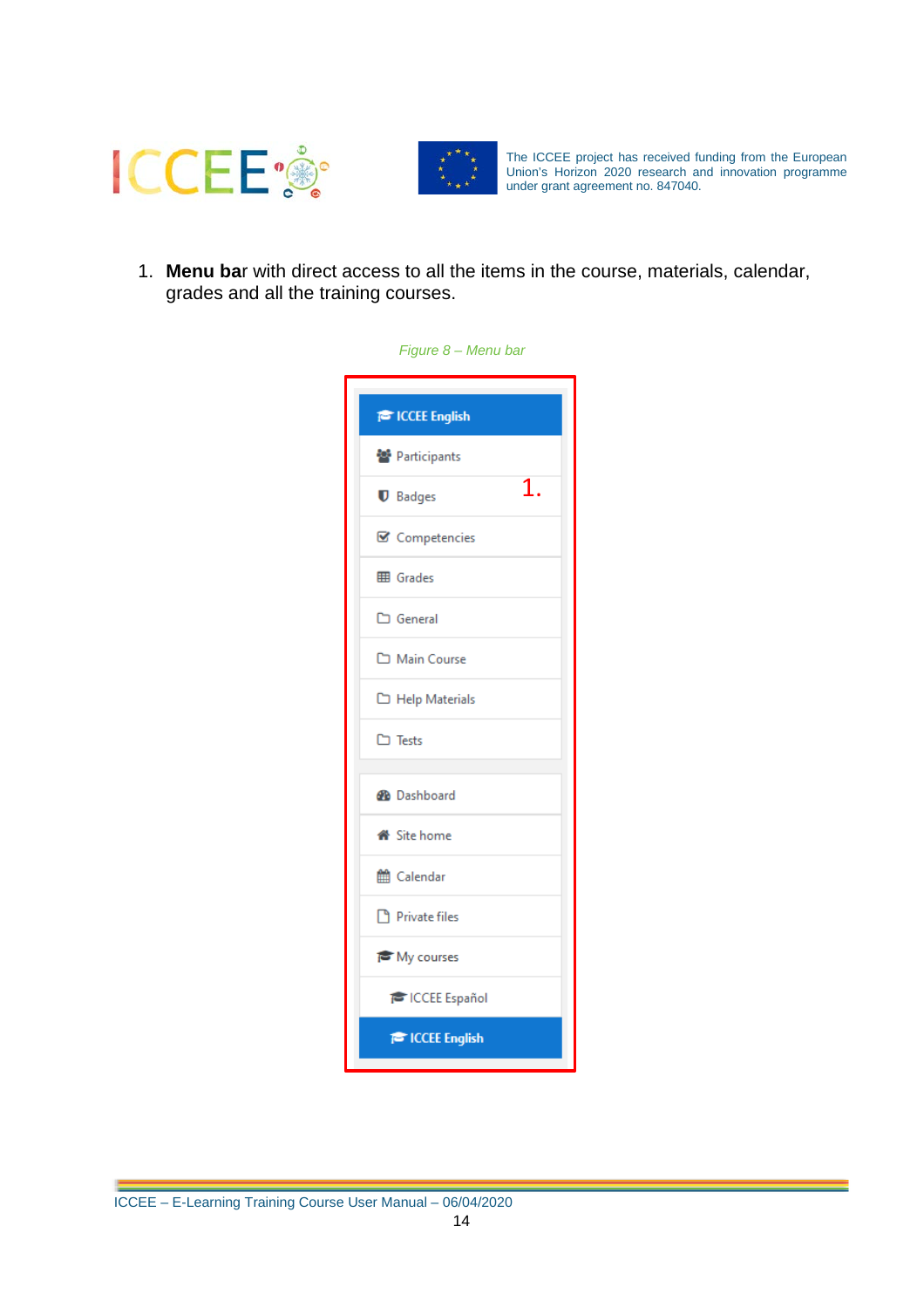1. **Menu bar** with direct access to all the items in the course, materials, calendar, grades and all the training courses.

*Figure 8 – Menu bar*

- ICCEE English
- Participants
- Badges
- Competencies
- Grades
- General
- Main Course
- Help Materials
- Tests
- Dashboard
- Site home
- Calendar
- Private files
- My courses
  - ICCEE Español
  - ICCEE English

1.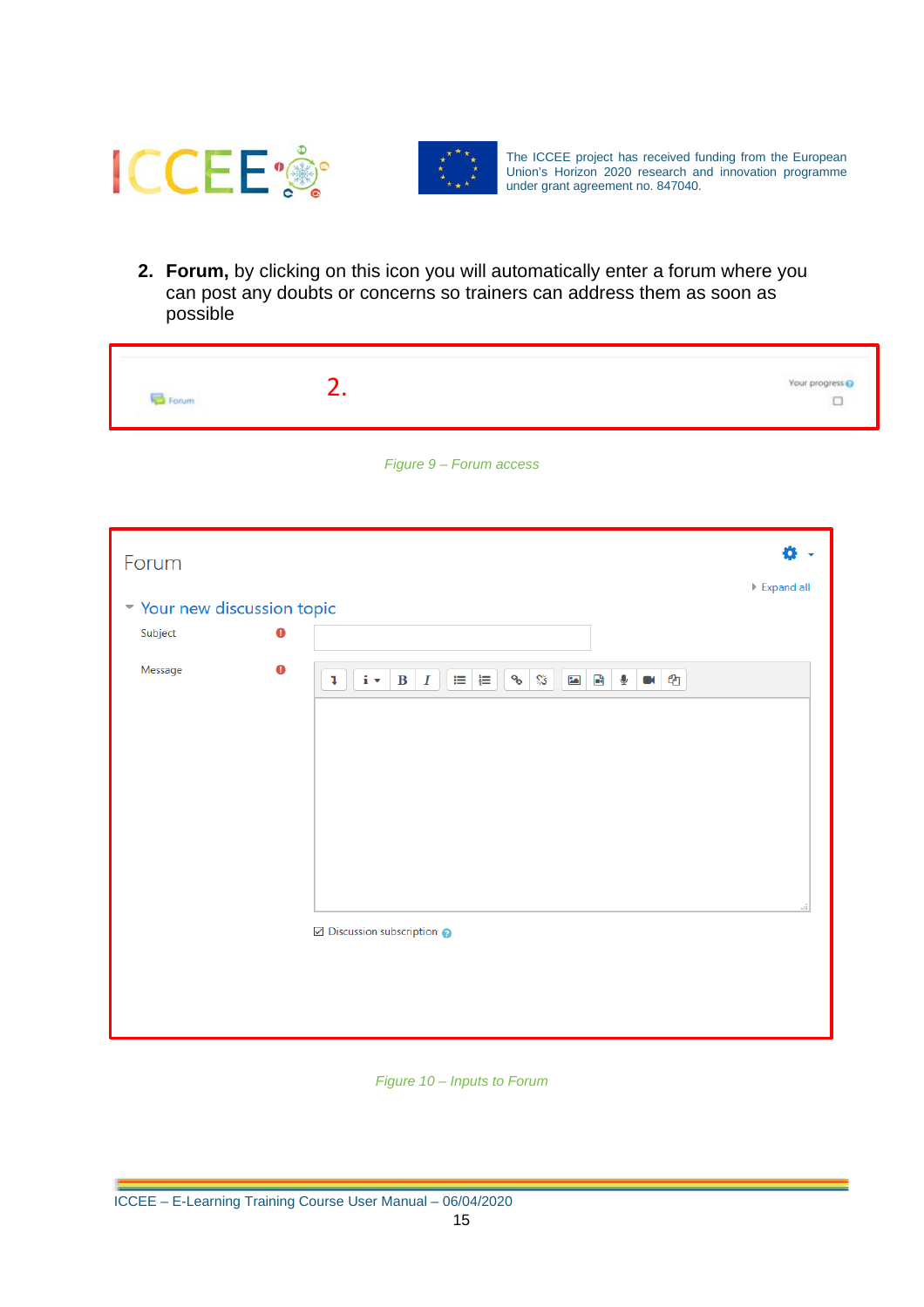2. **Forum,** by clicking on this icon you will automatically enter a forum where you can post any doubts or concerns so trainers can address them as soon as possible

*Figure 9 – Forum access*

*Figure 10 – Inputs to Forum*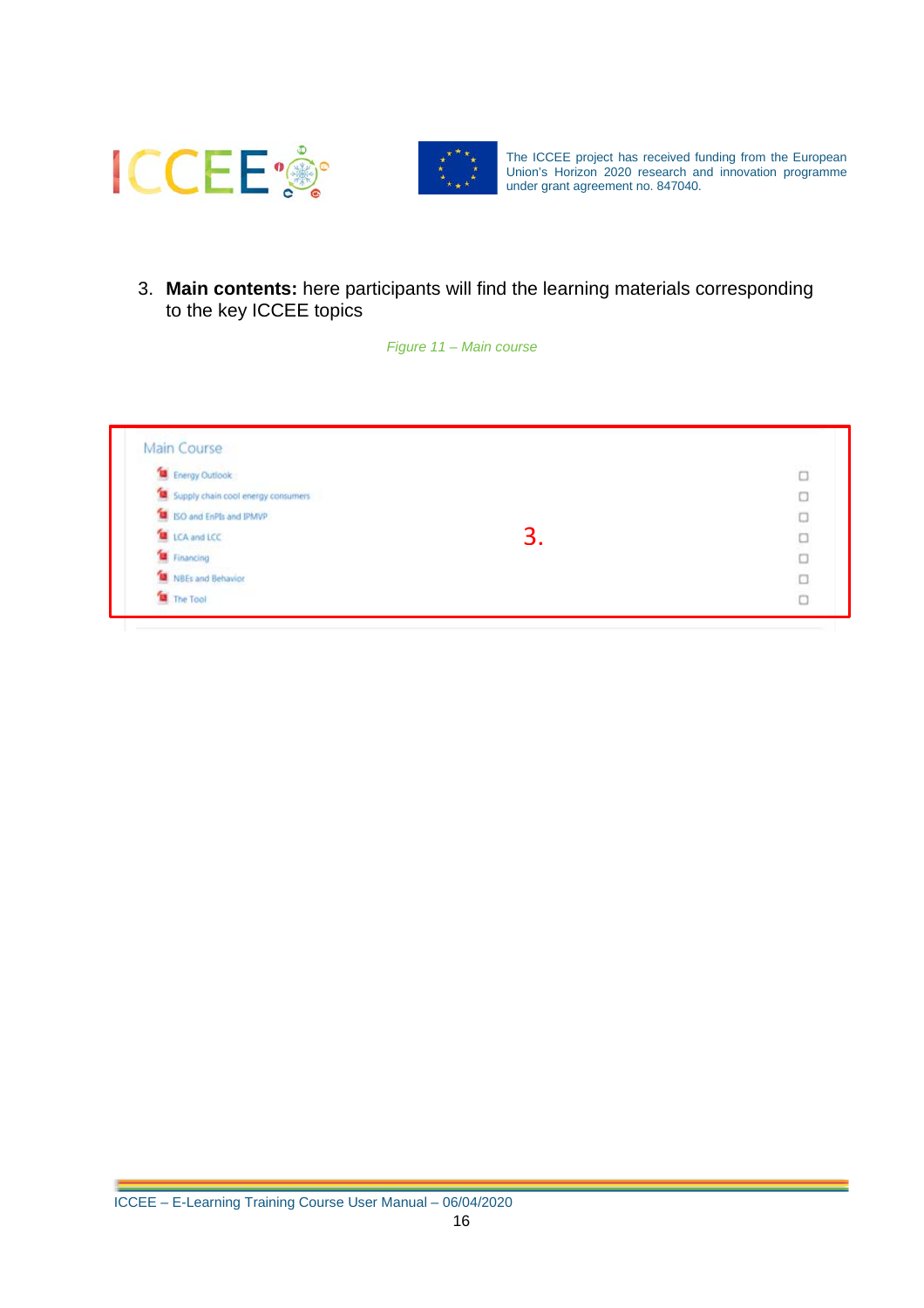3. **Main contents:** here participants will find the learning materials corresponding to the key ICCEE topics

*Figure 11 – Main course*

Main Course

- Energy Outlook
- Supply chain cool energy consumers
- ISO and EnPIs and IPMVP
- LCA and LCC
- Financing
- NBEs and Behavior
- The Tool

3.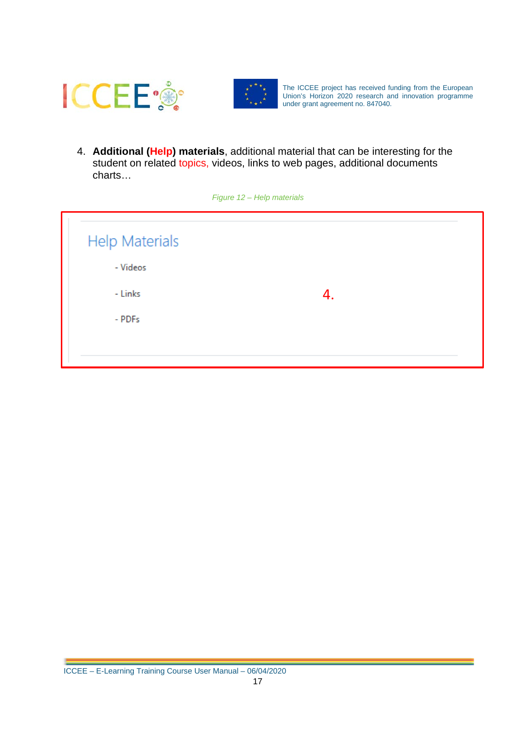4. **Additional (Help) materials**, additional material that can be interesting for the student on related topics, videos, links to web pages, additional documents charts…

*Figure 12 – Help materials*

Help Materials

- Videos
- Links
- PDFs

4.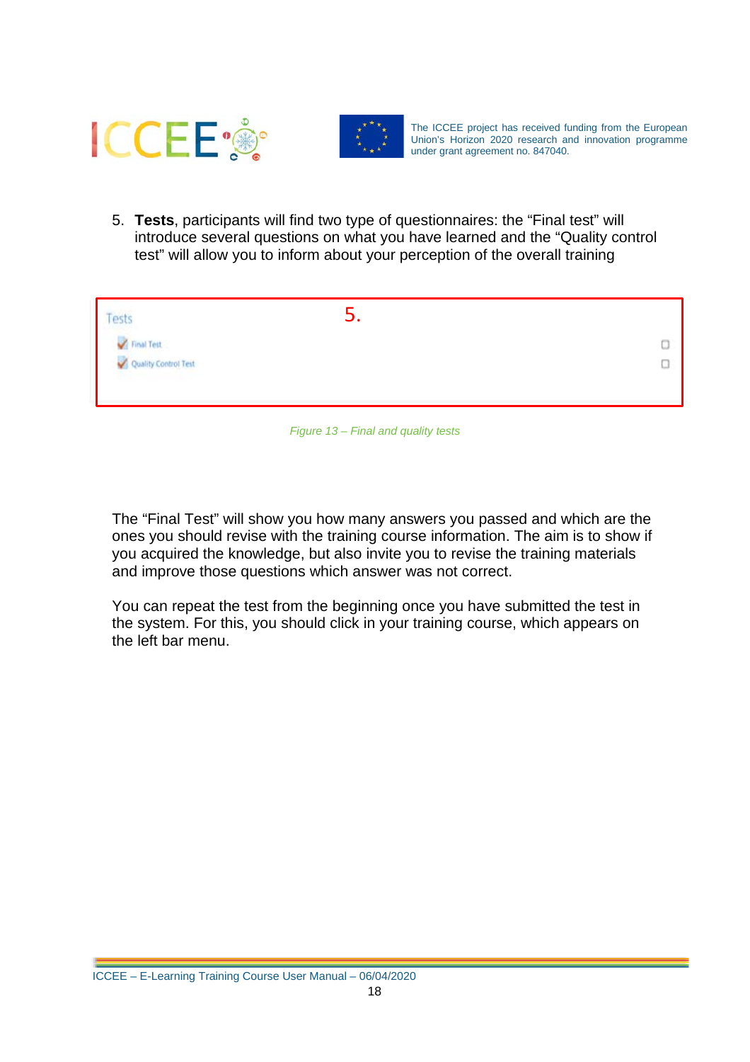5. **Tests**, participants will find two type of questionnaires: the “Final test” will introduce several questions on what you have learned and the “Quality control test” will allow you to inform about your perception of the overall training

Tests

5.

Final Test

Quality Control Test

*Figure 13 – Final and quality tests*

The “Final Test” will show you how many answers you passed and which are the ones you should revise with the training course information. The aim is to show if you acquired the knowledge, but also invite you to revise the training materials and improve those questions which answer was not correct.

You can repeat the test from the beginning once you have submitted the test in the system. For this, you should click in your training course, which appears on the left bar menu.